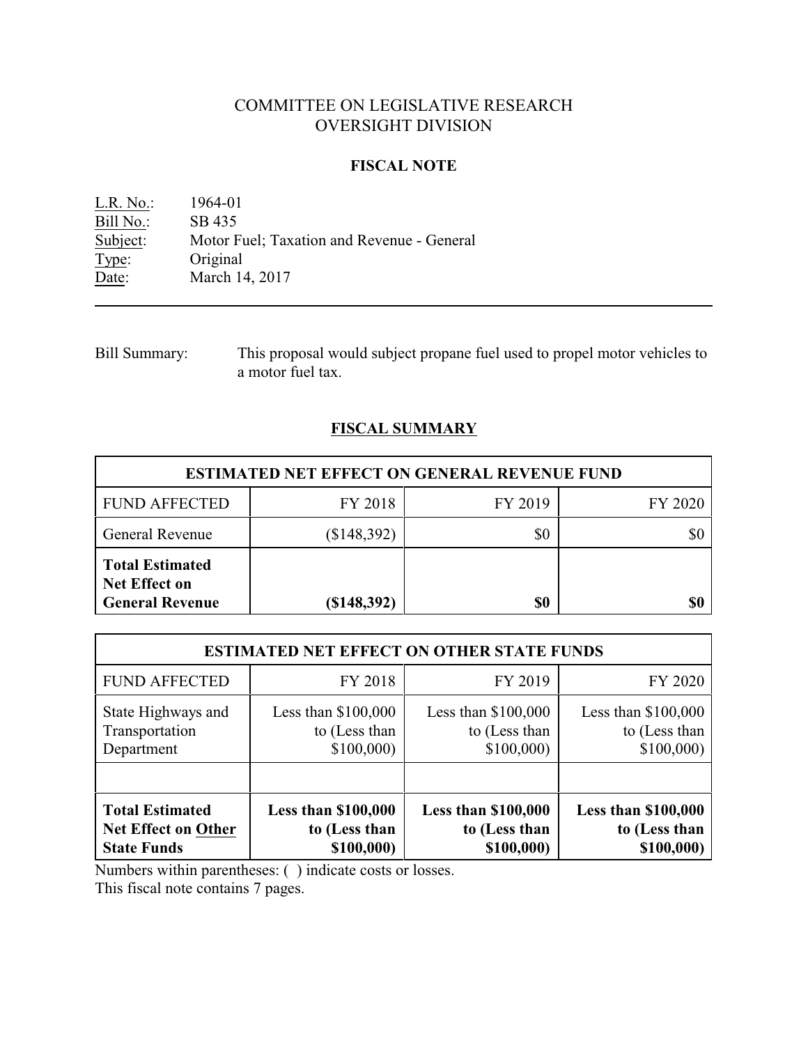# COMMITTEE ON LEGISLATIVE RESEARCH
# OVERSIGHT DIVISION

## FISCAL NOTE

L.R. No.: 1964-01
Bill No.: SB 435
Subject: Motor Fuel; Taxation and Revenue - General
Type: Original
Date: March 14, 2017

---

Bill Summary: This proposal would subject propane fuel used to propel motor vehicles to a motor fuel tax.

## FISCAL SUMMARY

| ESTIMATED NET EFFECT ON GENERAL REVENUE FUND | | | |
|---|---|---|---|
| FUND AFFECTED | FY 2018 | FY 2019 | FY 2020 |
| General Revenue | ($148,392) | $0 | $0 |
| **Total Estimated Net Effect on General Revenue** | **($148,392)** | **$0** | **$0** |

| ESTIMATED NET EFFECT ON OTHER STATE FUNDS | | | |
|---|---|---|---|
| FUND AFFECTED | FY 2018 | FY 2019 | FY 2020 |
| State Highways and Transportation Department | Less than $100,000 to (Less than $100,000) | Less than $100,000 to (Less than $100,000) | Less than $100,000 to (Less than $100,000) |
| | | | |
| **Total Estimated Net Effect on Other State Funds** | **Less than $100,000 to (Less than $100,000)** | **Less than $100,000 to (Less than $100,000)** | **Less than $100,000 to (Less than $100,000)** |

Numbers within parentheses: ( ) indicate costs or losses.
This fiscal note contains 7 pages.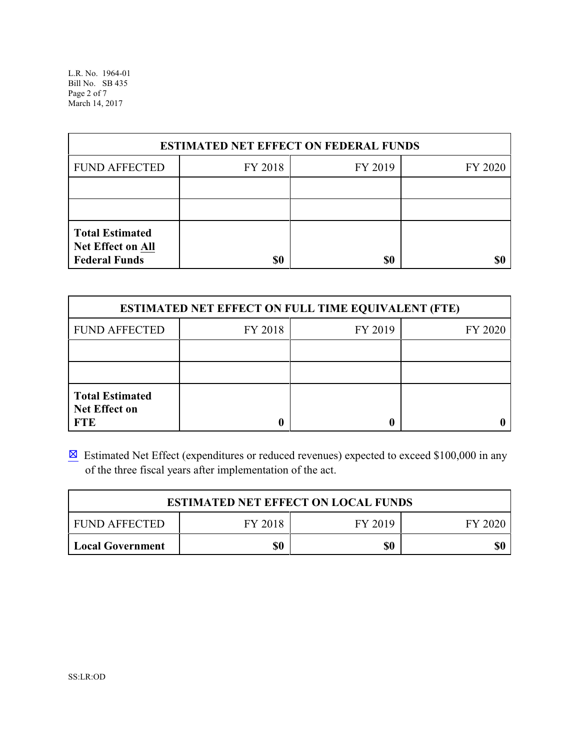| ESTIMATED NET EFFECT ON FEDERAL FUNDS | | | |
|---|---|---|---|
| FUND AFFECTED | FY 2018 | FY 2019 | FY 2020 |
| | | | |
| | | | |
| **Total Estimated Net Effect on All Federal Funds** | **$0** | **$0** | **$0** |

| ESTIMATED NET EFFECT ON FULL TIME EQUIVALENT (FTE) | | | |
|---|---|---|---|
| FUND AFFECTED | FY 2018 | FY 2019 | FY 2020 |
| | | | |
| | | | |
| **Total Estimated Net Effect on FTE** | **0** | **0** | **0** |

☒ Estimated Net Effect (expenditures or reduced revenues) expected to exceed $100,000 in any of the three fiscal years after implementation of the act.

| ESTIMATED NET EFFECT ON LOCAL FUNDS | | | |
|---|---|---|---|
| FUND AFFECTED | FY 2018 | FY 2019 | FY 2020 |
| **Local Government** | **$0** | **$0** | **$0** |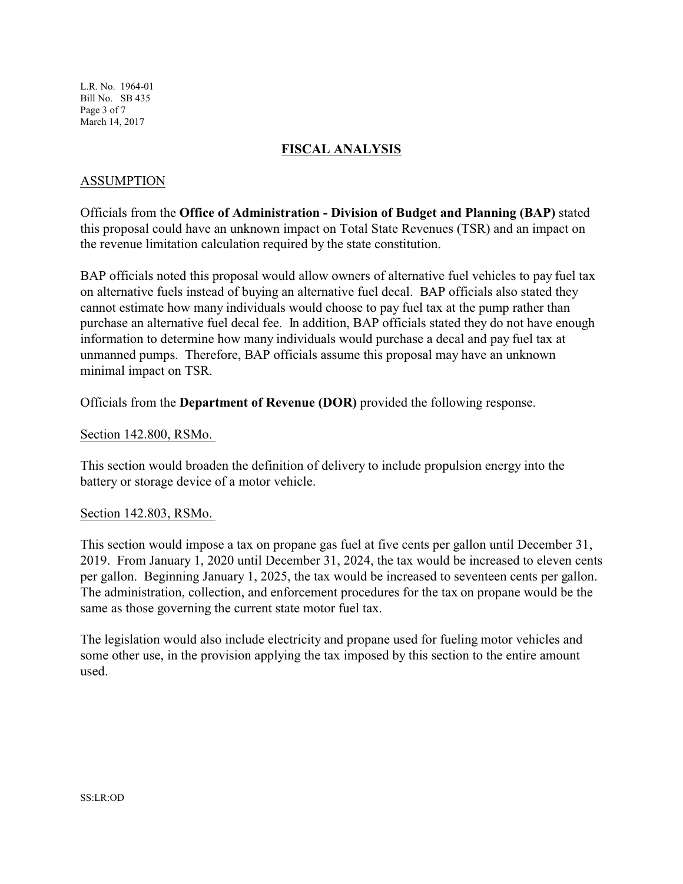## FISCAL ANALYSIS

### ASSUMPTION

Officials from the **Office of Administration - Division of Budget and Planning (BAP)** stated this proposal could have an unknown impact on Total State Revenues (TSR) and an impact on the revenue limitation calculation required by the state constitution.

BAP officials noted this proposal would allow owners of alternative fuel vehicles to pay fuel tax on alternative fuels instead of buying an alternative fuel decal. BAP officials also stated they cannot estimate how many individuals would choose to pay fuel tax at the pump rather than purchase an alternative fuel decal fee. In addition, BAP officials stated they do not have enough information to determine how many individuals would purchase a decal and pay fuel tax at unmanned pumps. Therefore, BAP officials assume this proposal may have an unknown minimal impact on TSR.

Officials from the **Department of Revenue (DOR)** provided the following response.

Section 142.800, RSMo.

This section would broaden the definition of delivery to include propulsion energy into the battery or storage device of a motor vehicle.

Section 142.803, RSMo.

This section would impose a tax on propane gas fuel at five cents per gallon until December 31, 2019. From January 1, 2020 until December 31, 2024, the tax would be increased to eleven cents per gallon. Beginning January 1, 2025, the tax would be increased to seventeen cents per gallon. The administration, collection, and enforcement procedures for the tax on propane would be the same as those governing the current state motor fuel tax.

The legislation would also include electricity and propane used for fueling motor vehicles and some other use, in the provision applying the tax imposed by this section to the entire amount used.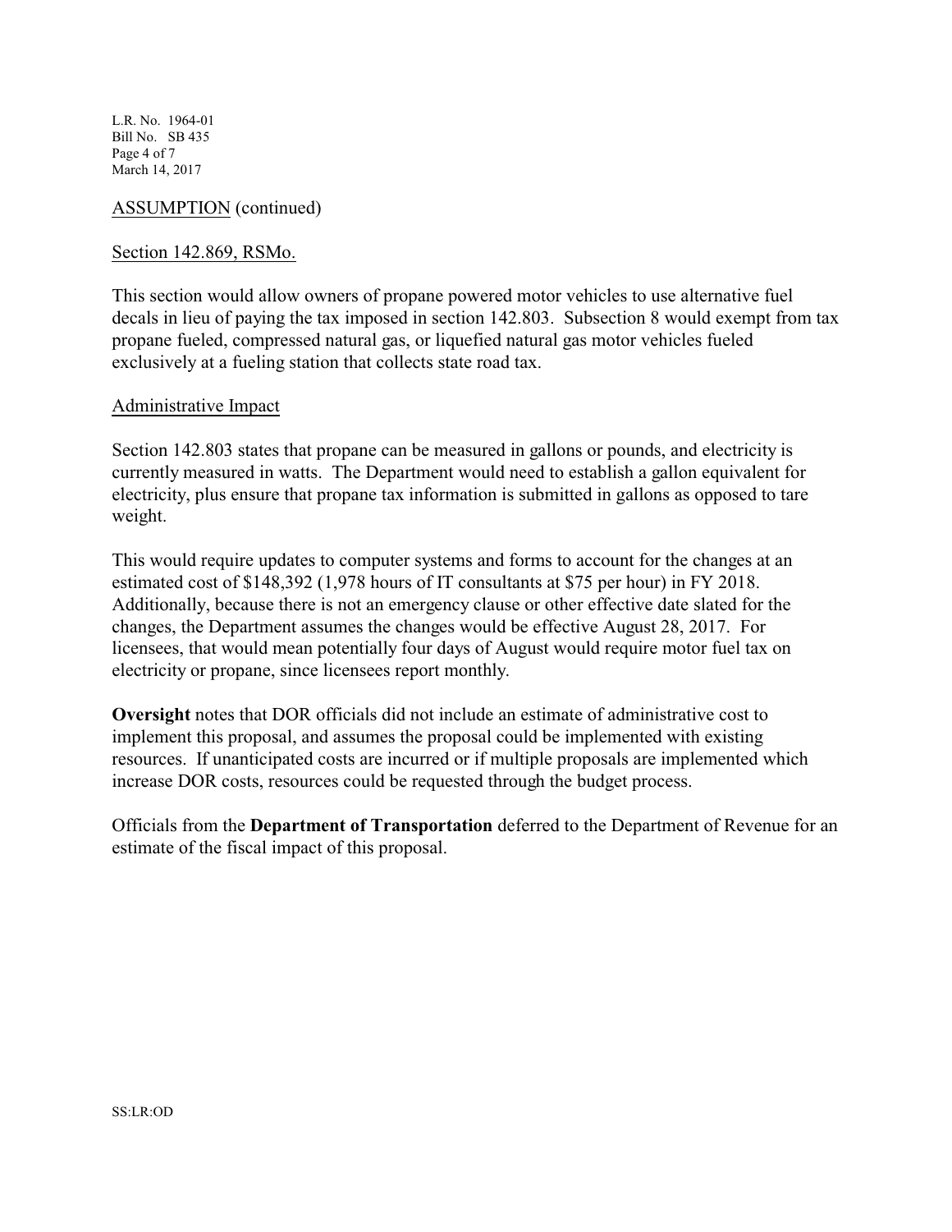ASSUMPTION (continued)

Section 142.869, RSMo.

This section would allow owners of propane powered motor vehicles to use alternative fuel decals in lieu of paying the tax imposed in section 142.803. Subsection 8 would exempt from tax propane fueled, compressed natural gas, or liquefied natural gas motor vehicles fueled exclusively at a fueling station that collects state road tax.

Administrative Impact

Section 142.803 states that propane can be measured in gallons or pounds, and electricity is currently measured in watts. The Department would need to establish a gallon equivalent for electricity, plus ensure that propane tax information is submitted in gallons as opposed to tare weight.

This would require updates to computer systems and forms to account for the changes at an estimated cost of $148,392 (1,978 hours of IT consultants at $75 per hour) in FY 2018. Additionally, because there is not an emergency clause or other effective date slated for the changes, the Department assumes the changes would be effective August 28, 2017. For licensees, that would mean potentially four days of August would require motor fuel tax on electricity or propane, since licensees report monthly.

**Oversight** notes that DOR officials did not include an estimate of administrative cost to implement this proposal, and assumes the proposal could be implemented with existing resources. If unanticipated costs are incurred or if multiple proposals are implemented which increase DOR costs, resources could be requested through the budget process.

Officials from the **Department of Transportation** deferred to the Department of Revenue for an estimate of the fiscal impact of this proposal.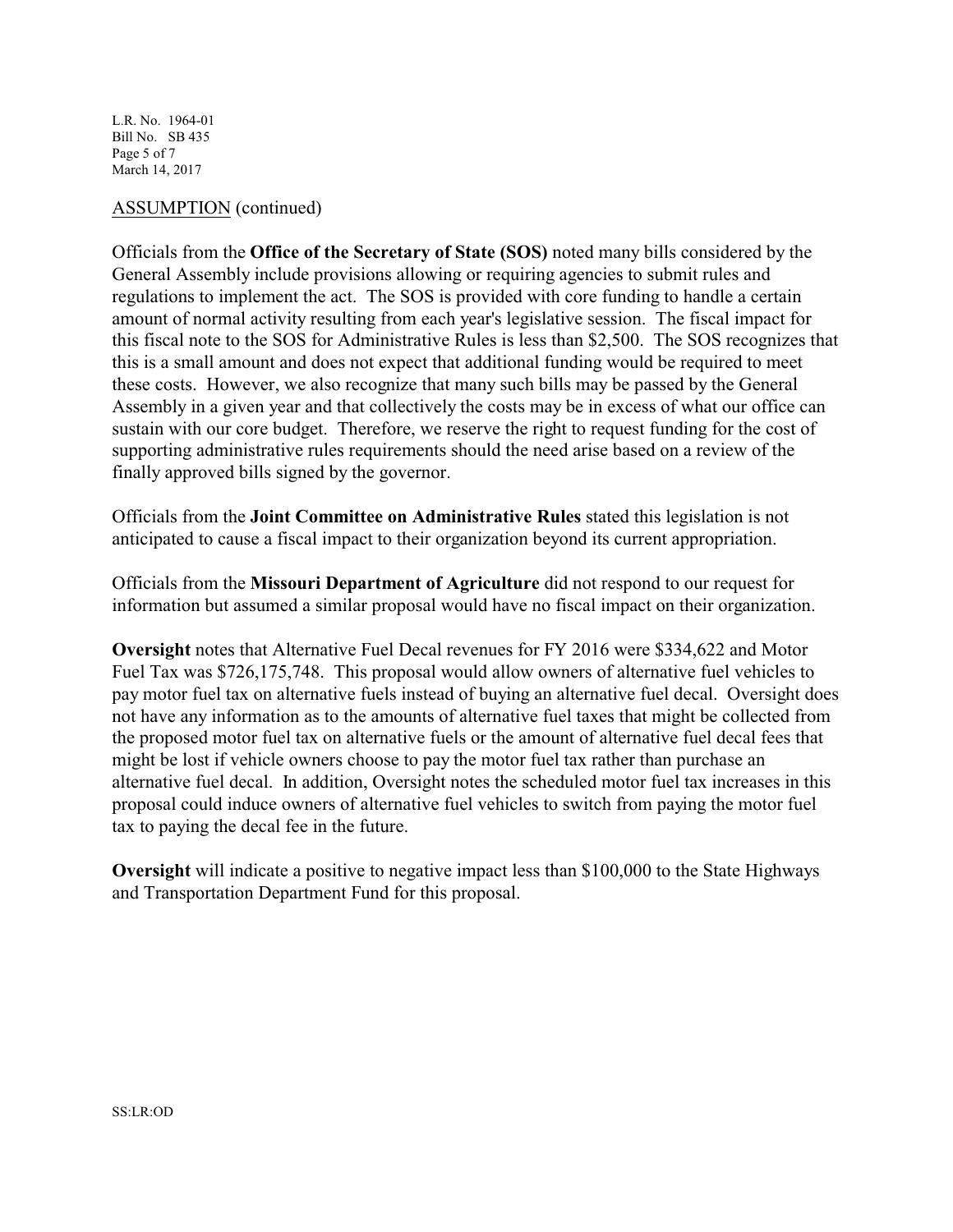ASSUMPTION (continued)

Officials from the **Office of the Secretary of State (SOS)** noted many bills considered by the General Assembly include provisions allowing or requiring agencies to submit rules and regulations to implement the act. The SOS is provided with core funding to handle a certain amount of normal activity resulting from each year's legislative session. The fiscal impact for this fiscal note to the SOS for Administrative Rules is less than $2,500. The SOS recognizes that this is a small amount and does not expect that additional funding would be required to meet these costs. However, we also recognize that many such bills may be passed by the General Assembly in a given year and that collectively the costs may be in excess of what our office can sustain with our core budget. Therefore, we reserve the right to request funding for the cost of supporting administrative rules requirements should the need arise based on a review of the finally approved bills signed by the governor.

Officials from the **Joint Committee on Administrative Rules** stated this legislation is not anticipated to cause a fiscal impact to their organization beyond its current appropriation.

Officials from the **Missouri Department of Agriculture** did not respond to our request for information but assumed a similar proposal would have no fiscal impact on their organization.

**Oversight** notes that Alternative Fuel Decal revenues for FY 2016 were $334,622 and Motor Fuel Tax was $726,175,748. This proposal would allow owners of alternative fuel vehicles to pay motor fuel tax on alternative fuels instead of buying an alternative fuel decal. Oversight does not have any information as to the amounts of alternative fuel taxes that might be collected from the proposed motor fuel tax on alternative fuels or the amount of alternative fuel decal fees that might be lost if vehicle owners choose to pay the motor fuel tax rather than purchase an alternative fuel decal. In addition, Oversight notes the scheduled motor fuel tax increases in this proposal could induce owners of alternative fuel vehicles to switch from paying the motor fuel tax to paying the decal fee in the future.

**Oversight** will indicate a positive to negative impact less than $100,000 to the State Highways and Transportation Department Fund for this proposal.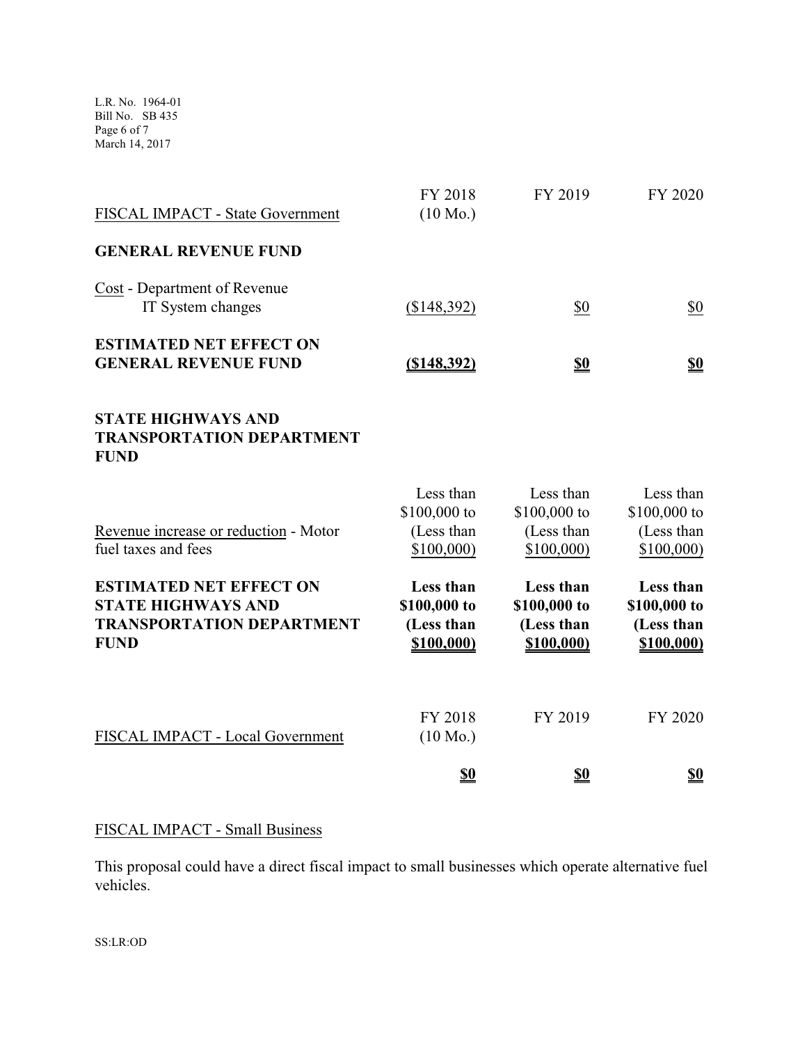| FISCAL IMPACT - State Government | FY 2018 (10 Mo.) | FY 2019 | FY 2020 |
|---|---|---|---|
| **GENERAL REVENUE FUND** | | | |
| Cost - Department of Revenue IT System changes | ($148,392) | $0 | $0 |
| **ESTIMATED NET EFFECT ON GENERAL REVENUE FUND** | **($148,392)** | **$0** | **$0** |
| **STATE HIGHWAYS AND TRANSPORTATION DEPARTMENT FUND** | | | |
| Revenue increase or reduction - Motor fuel taxes and fees | Less than $100,000 to (Less than $100,000) | Less than $100,000 to (Less than $100,000) | Less than $100,000 to (Less than $100,000) |
| **ESTIMATED NET EFFECT ON STATE HIGHWAYS AND TRANSPORTATION DEPARTMENT FUND** | **Less than $100,000 to (Less than $100,000)** | **Less than $100,000 to (Less than $100,000)** | **Less than $100,000 to (Less than $100,000)** |

| FISCAL IMPACT - Local Government | FY 2018 (10 Mo.) | FY 2019 | FY 2020 |
|---|---|---|---|
| | **$0** | **$0** | **$0** |

FISCAL IMPACT - Small Business

This proposal could have a direct fiscal impact to small businesses which operate alternative fuel vehicles.

SS:LR:OD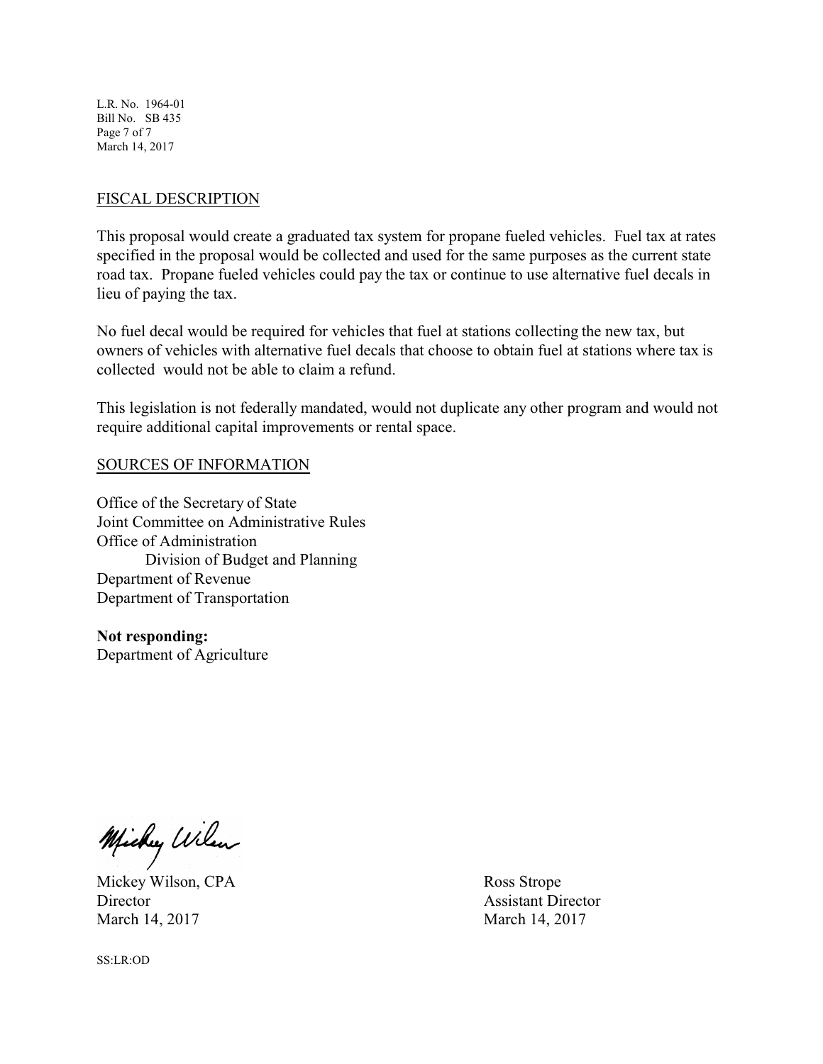## FISCAL DESCRIPTION

This proposal would create a graduated tax system for propane fueled vehicles. Fuel tax at rates specified in the proposal would be collected and used for the same purposes as the current state road tax. Propane fueled vehicles could pay the tax or continue to use alternative fuel decals in lieu of paying the tax.

No fuel decal would be required for vehicles that fuel at stations collecting the new tax, but owners of vehicles with alternative fuel decals that choose to obtain fuel at stations where tax is collected would not be able to claim a refund.

This legislation is not federally mandated, would not duplicate any other program and would not require additional capital improvements or rental space.

## SOURCES OF INFORMATION

Office of the Secretary of State
Joint Committee on Administrative Rules
Office of Administration
    Division of Budget and Planning
Department of Revenue
Department of Transportation

**Not responding:**
Department of Agriculture

Mickey Wilson, CPA
Director
March 14, 2017

Ross Strope
Assistant Director
March 14, 2017

SS:LR:OD